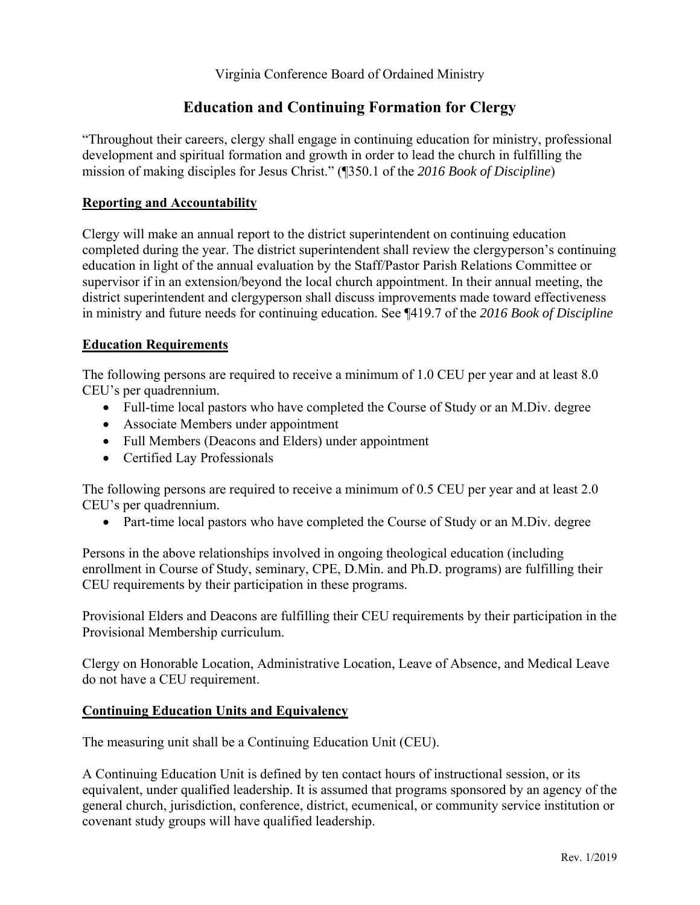Virginia Conference Board of Ordained Ministry

# Education and Continuing Formation for Clergy

"Throughout their careers, clergy shall engage in continuing education for ministry, professional development and spiritual formation and growth in order to lead the church in fulfilling the mission of making disciples for Jesus Christ." (¶350.1 of the *2016 Book of Discipline*)

## Reporting and Accountability

Clergy will make an annual report to the district superintendent on continuing education completed during the year. The district superintendent shall review the clergyperson's continuing education in light of the annual evaluation by the Staff/Pastor Parish Relations Committee or supervisor if in an extension/beyond the local church appointment. In their annual meeting, the district superintendent and clergyperson shall discuss improvements made toward effectiveness in ministry and future needs for continuing education. See ¶419.7 of the *2016 Book of Discipline*

## Education Requirements

The following persons are required to receive a minimum of 1.0 CEU per year and at least 8.0 CEU's per quadrennium.

- Full-time local pastors who have completed the Course of Study or an M.Div. degree
- Associate Members under appointment
- Full Members (Deacons and Elders) under appointment
- Certified Lay Professionals

The following persons are required to receive a minimum of 0.5 CEU per year and at least 2.0 CEU's per quadrennium.

- Part-time local pastors who have completed the Course of Study or an M.Div. degree

Persons in the above relationships involved in ongoing theological education (including enrollment in Course of Study, seminary, CPE, D.Min. and Ph.D. programs) are fulfilling their CEU requirements by their participation in these programs.

Provisional Elders and Deacons are fulfilling their CEU requirements by their participation in the Provisional Membership curriculum.

Clergy on Honorable Location, Administrative Location, Leave of Absence, and Medical Leave do not have a CEU requirement.

## Continuing Education Units and Equivalency

The measuring unit shall be a Continuing Education Unit (CEU).

A Continuing Education Unit is defined by ten contact hours of instructional session, or its equivalent, under qualified leadership. It is assumed that programs sponsored by an agency of the general church, jurisdiction, conference, district, ecumenical, or community service institution or covenant study groups will have qualified leadership.

Rev. 1/2019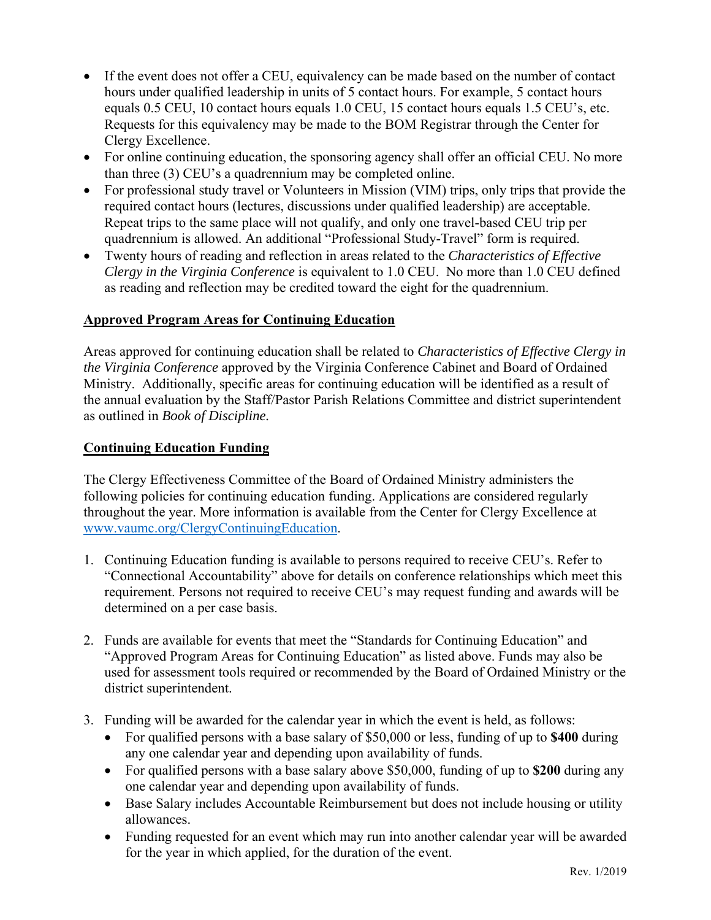- If the event does not offer a CEU, equivalency can be made based on the number of contact hours under qualified leadership in units of 5 contact hours. For example, 5 contact hours equals 0.5 CEU, 10 contact hours equals 1.0 CEU, 15 contact hours equals 1.5 CEU's, etc. Requests for this equivalency may be made to the BOM Registrar through the Center for Clergy Excellence.
- For online continuing education, the sponsoring agency shall offer an official CEU. No more than three (3) CEU's a quadrennium may be completed online.
- For professional study travel or Volunteers in Mission (VIM) trips, only trips that provide the required contact hours (lectures, discussions under qualified leadership) are acceptable. Repeat trips to the same place will not qualify, and only one travel-based CEU trip per quadrennium is allowed. An additional "Professional Study-Travel" form is required.
- Twenty hours of reading and reflection in areas related to the *Characteristics of Effective Clergy in the Virginia Conference* is equivalent to 1.0 CEU. No more than 1.0 CEU defined as reading and reflection may be credited toward the eight for the quadrennium.

## Approved Program Areas for Continuing Education

Areas approved for continuing education shall be related to *Characteristics of Effective Clergy in the Virginia Conference* approved by the Virginia Conference Cabinet and Board of Ordained Ministry. Additionally, specific areas for continuing education will be identified as a result of the annual evaluation by the Staff/Pastor Parish Relations Committee and district superintendent as outlined in *Book of Discipline.*

## Continuing Education Funding

The Clergy Effectiveness Committee of the Board of Ordained Ministry administers the following policies for continuing education funding. Applications are considered regularly throughout the year. More information is available from the Center for Clergy Excellence at www.vaumc.org/ClergyContinuingEducation.

1. Continuing Education funding is available to persons required to receive CEU's. Refer to "Connectional Accountability" above for details on conference relationships which meet this requirement. Persons not required to receive CEU's may request funding and awards will be determined on a per case basis.

2. Funds are available for events that meet the "Standards for Continuing Education" and "Approved Program Areas for Continuing Education" as listed above. Funds may also be used for assessment tools required or recommended by the Board of Ordained Ministry or the district superintendent.

3. Funding will be awarded for the calendar year in which the event is held, as follows:
   - For qualified persons with a base salary of $50,000 or less, funding of up to **$400** during any one calendar year and depending upon availability of funds.
   - For qualified persons with a base salary above $50,000, funding of up to **$200** during any one calendar year and depending upon availability of funds.
   - Base Salary includes Accountable Reimbursement but does not include housing or utility allowances.
   - Funding requested for an event which may run into another calendar year will be awarded for the year in which applied, for the duration of the event.

Rev. 1/2019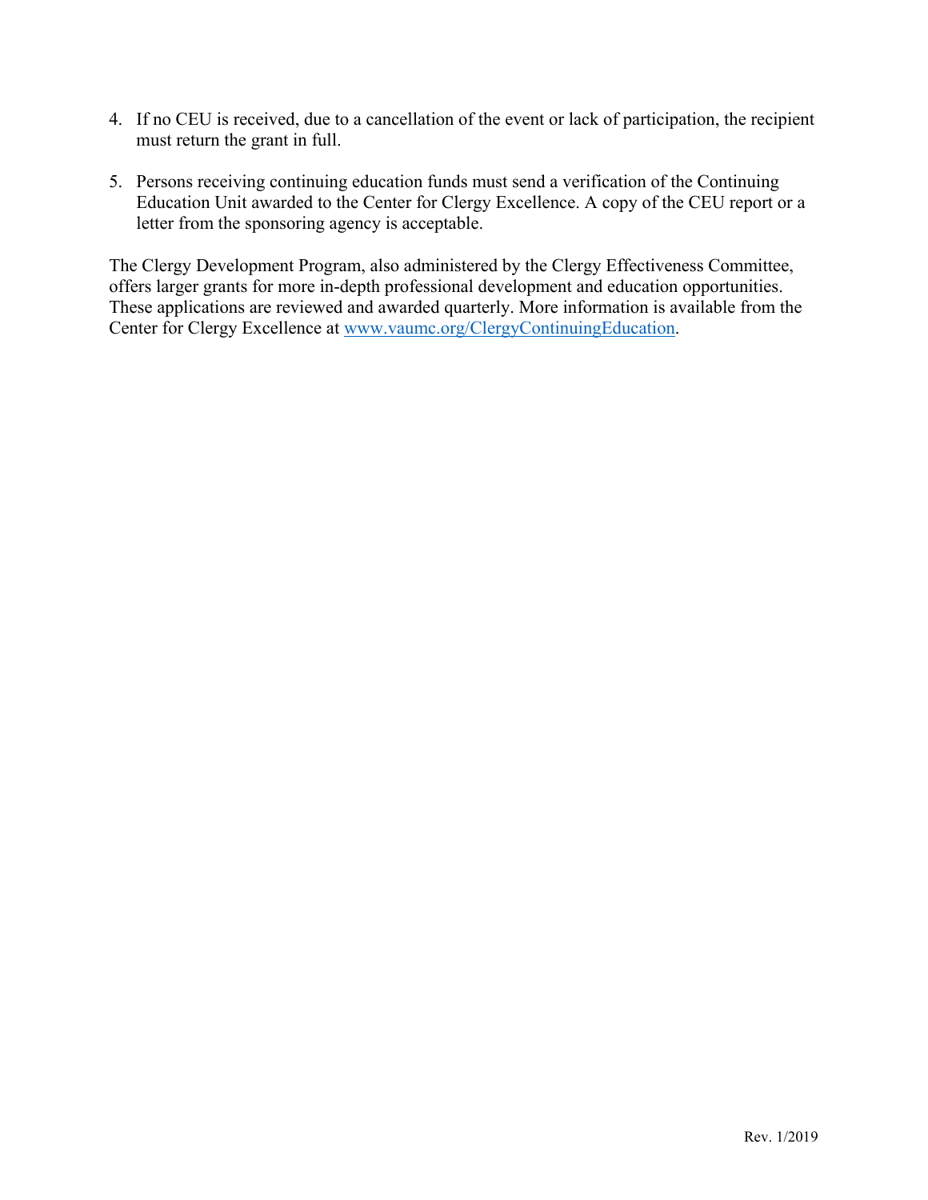4. If no CEU is received, due to a cancellation of the event or lack of participation, the recipient must return the grant in full.

5. Persons receiving continuing education funds must send a verification of the Continuing Education Unit awarded to the Center for Clergy Excellence. A copy of the CEU report or a letter from the sponsoring agency is acceptable.

The Clergy Development Program, also administered by the Clergy Effectiveness Committee, offers larger grants for more in-depth professional development and education opportunities. These applications are reviewed and awarded quarterly. More information is available from the Center for Clergy Excellence at [www.vaumc.org/ClergyContinuingEducation](http://www.vaumc.org/ClergyContinuingEducation).

Rev. 1/2019